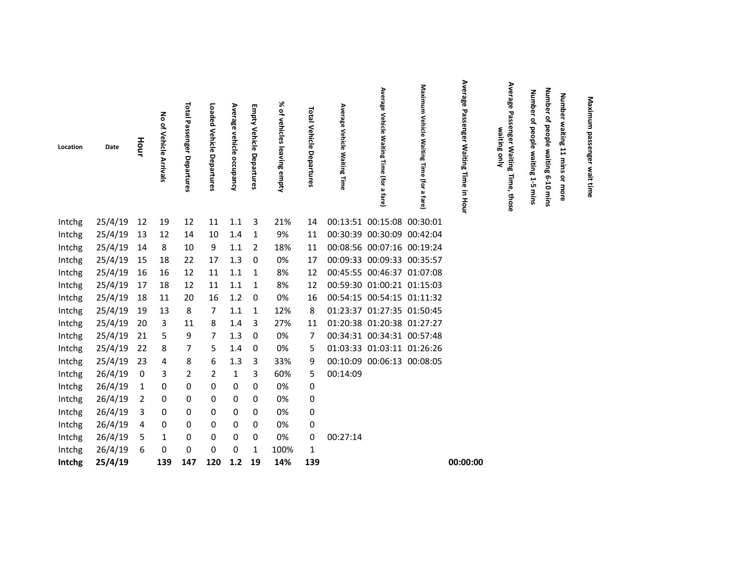| Location | Date | Hour | No of Vehicle Arrivals | Total Passenger Departures | Loaded Vehicle Departures | Average vehicle occupancy | Empty Vehicle Departures | % of vehicles leaving empty | Total Vehicle Departures | Average Vehicle Waiting Time | Average Vehicle Waiting Time (for a fare) | Maximum Vehicle Waiting Time (for a fare) | Average Passenger Waiting Time in Hour | Average Passenger Waiting Time, those waiting only | Number of people waiting 1-5 mins | Number of people waiting 6-10 mins | Number waiting 11 mins or more | Maximum passenger wait time |
|---|---|---|---|---|---|---|---|---|---|---|---|---|---|---|---|---|---|---|
| Intchg | 25/4/19 | 12 | 19 | 12 | 11 | 1.1 | 3 | 21% | 14 | 00:13:51 | 00:15:08 | 00:30:01 | | | | | | |
| Intchg | 25/4/19 | 13 | 12 | 14 | 10 | 1.4 | 1 | 9% | 11 | 00:30:39 | 00:30:09 | 00:42:04 | | | | | | |
| Intchg | 25/4/19 | 14 | 8 | 10 | 9 | 1.1 | 2 | 18% | 11 | 00:08:56 | 00:07:16 | 00:19:24 | | | | | | |
| Intchg | 25/4/19 | 15 | 18 | 22 | 17 | 1.3 | 0 | 0% | 17 | 00:09:33 | 00:09:33 | 00:35:57 | | | | | | |
| Intchg | 25/4/19 | 16 | 16 | 12 | 11 | 1.1 | 1 | 8% | 12 | 00:45:55 | 00:46:37 | 01:07:08 | | | | | | |
| Intchg | 25/4/19 | 17 | 18 | 12 | 11 | 1.1 | 1 | 8% | 12 | 00:59:30 | 01:00:21 | 01:15:03 | | | | | | |
| Intchg | 25/4/19 | 18 | 11 | 20 | 16 | 1.2 | 0 | 0% | 16 | 00:54:15 | 00:54:15 | 01:11:32 | | | | | | |
| Intchg | 25/4/19 | 19 | 13 | 8 | 7 | 1.1 | 1 | 12% | 8 | 01:23:37 | 01:27:35 | 01:50:45 | | | | | | |
| Intchg | 25/4/19 | 20 | 3 | 11 | 8 | 1.4 | 3 | 27% | 11 | 01:20:38 | 01:20:38 | 01:27:27 | | | | | | |
| Intchg | 25/4/19 | 21 | 5 | 9 | 7 | 1.3 | 0 | 0% | 7 | 00:34:31 | 00:34:31 | 00:57:48 | | | | | | |
| Intchg | 25/4/19 | 22 | 8 | 7 | 5 | 1.4 | 0 | 0% | 5 | 01:03:33 | 01:03:11 | 01:26:26 | | | | | | |
| Intchg | 25/4/19 | 23 | 4 | 8 | 6 | 1.3 | 3 | 33% | 9 | 00:10:09 | 00:06:13 | 00:08:05 | | | | | | |
| Intchg | 26/4/19 | 0 | 3 | 2 | 2 | 1 | 3 | 60% | 5 | 00:14:09 | | | | | | | | |
| Intchg | 26/4/19 | 1 | 0 | 0 | 0 | 0 | 0 | 0% | 0 | | | | | | | | | |
| Intchg | 26/4/19 | 2 | 0 | 0 | 0 | 0 | 0 | 0% | 0 | | | | | | | | | |
| Intchg | 26/4/19 | 3 | 0 | 0 | 0 | 0 | 0 | 0% | 0 | | | | | | | | | |
| Intchg | 26/4/19 | 4 | 0 | 0 | 0 | 0 | 0 | 0% | 0 | | | | | | | | | |
| Intchg | 26/4/19 | 5 | 1 | 0 | 0 | 0 | 0 | 0% | 0 | 00:27:14 | | | | | | | | |
| Intchg | 26/4/19 | 6 | 0 | 0 | 0 | 0 | 1 | 100% | 1 | | | | | | | | | |
| **Intchg** | **25/4/19** | | **139** | **147** | **120** | **1.2** | **19** | **14%** | **139** | | | | **00:00:00** | | | | | |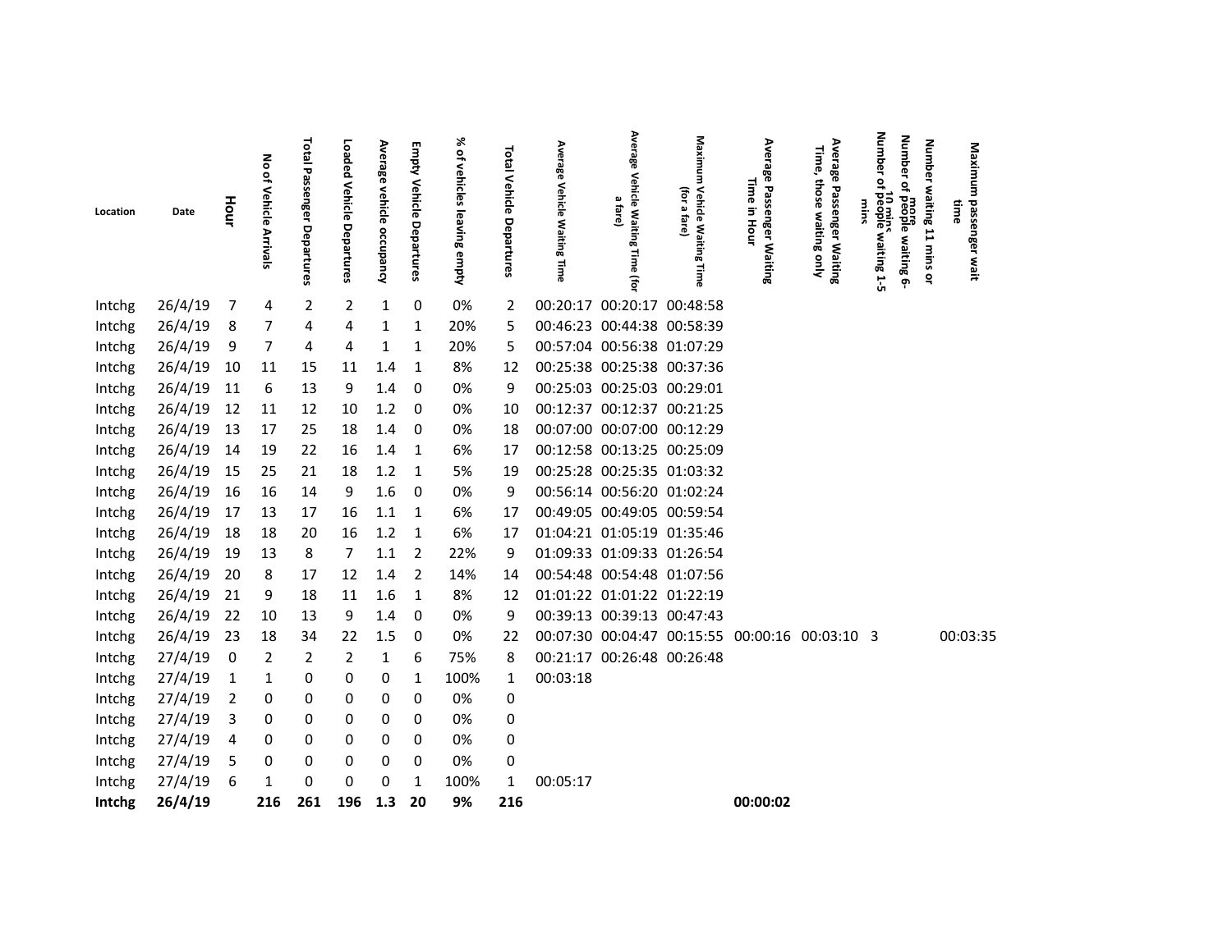| Location | Date | Hour | No of Vehicle Arrivals | Total Passenger Departures | Loaded Vehicle Departures | Average vehicle occupancy | Empty Vehicle Departures | % of vehicles leaving empty | Total Vehicle Departures | Average Vehicle Waiting Time | Average Vehicle Waiting Time (for a fare) | Maximum Vehicle Waiting Time (for a fare) | Average Passenger Waiting Time in Hour | Average Passenger Waiting Time, those waiting only | Number of people waiting 1-5 mins | Number of people waiting 6-10 mins | Number waiting 11 mins or more | Maximum passenger wait time |
|---|---|---|---|---|---|---|---|---|---|---|---|---|---|---|---|---|---|---|
| Intchg | 26/4/19 | 7 | 4 | 2 | 2 | 1 | 0 | 0% | 2 | 00:20:17 | 00:20:17 | 00:48:58 | | | | | | |
| Intchg | 26/4/19 | 8 | 7 | 4 | 4 | 1 | 1 | 20% | 5 | 00:46:23 | 00:44:38 | 00:58:39 | | | | | | |
| Intchg | 26/4/19 | 9 | 7 | 4 | 4 | 1 | 1 | 20% | 5 | 00:57:04 | 00:56:38 | 01:07:29 | | | | | | |
| Intchg | 26/4/19 | 10 | 11 | 15 | 11 | 1.4 | 1 | 8% | 12 | 00:25:38 | 00:25:38 | 00:37:36 | | | | | | |
| Intchg | 26/4/19 | 11 | 6 | 13 | 9 | 1.4 | 0 | 0% | 9 | 00:25:03 | 00:25:03 | 00:29:01 | | | | | | |
| Intchg | 26/4/19 | 12 | 11 | 12 | 10 | 1.2 | 0 | 0% | 10 | 00:12:37 | 00:12:37 | 00:21:25 | | | | | | |
| Intchg | 26/4/19 | 13 | 17 | 25 | 18 | 1.4 | 0 | 0% | 18 | 00:07:00 | 00:07:00 | 00:12:29 | | | | | | |
| Intchg | 26/4/19 | 14 | 19 | 22 | 16 | 1.4 | 1 | 6% | 17 | 00:12:58 | 00:13:25 | 00:25:09 | | | | | | |
| Intchg | 26/4/19 | 15 | 25 | 21 | 18 | 1.2 | 1 | 5% | 19 | 00:25:28 | 00:25:35 | 01:03:32 | | | | | | |
| Intchg | 26/4/19 | 16 | 16 | 14 | 9 | 1.6 | 0 | 0% | 9 | 00:56:14 | 00:56:20 | 01:02:24 | | | | | | |
| Intchg | 26/4/19 | 17 | 13 | 17 | 16 | 1.1 | 1 | 6% | 17 | 00:49:05 | 00:49:05 | 00:59:54 | | | | | | |
| Intchg | 26/4/19 | 18 | 18 | 20 | 16 | 1.2 | 1 | 6% | 17 | 01:04:21 | 01:05:19 | 01:35:46 | | | | | | |
| Intchg | 26/4/19 | 19 | 13 | 8 | 7 | 1.1 | 2 | 22% | 9 | 01:09:33 | 01:09:33 | 01:26:54 | | | | | | |
| Intchg | 26/4/19 | 20 | 8 | 17 | 12 | 1.4 | 2 | 14% | 14 | 00:54:48 | 00:54:48 | 01:07:56 | | | | | | |
| Intchg | 26/4/19 | 21 | 9 | 18 | 11 | 1.6 | 1 | 8% | 12 | 01:01:22 | 01:01:22 | 01:22:19 | | | | | | |
| Intchg | 26/4/19 | 22 | 10 | 13 | 9 | 1.4 | 0 | 0% | 9 | 00:39:13 | 00:39:13 | 00:47:43 | | | | | | |
| Intchg | 26/4/19 | 23 | 18 | 34 | 22 | 1.5 | 0 | 0% | 22 | 00:07:30 | 00:04:47 | 00:15:55 | 00:00:16 | 00:03:10 | 3 | | | 00:03:35 |
| Intchg | 27/4/19 | 0 | 2 | 2 | 2 | 1 | 6 | 75% | 8 | 00:21:17 | 00:26:48 | 00:26:48 | | | | | | |
| Intchg | 27/4/19 | 1 | 1 | 0 | 0 | 0 | 1 | 100% | 1 | 00:03:18 | | | | | | | | |
| Intchg | 27/4/19 | 2 | 0 | 0 | 0 | 0 | 0 | 0% | 0 | | | | | | | | | |
| Intchg | 27/4/19 | 3 | 0 | 0 | 0 | 0 | 0 | 0% | 0 | | | | | | | | | |
| Intchg | 27/4/19 | 4 | 0 | 0 | 0 | 0 | 0 | 0% | 0 | | | | | | | | | |
| Intchg | 27/4/19 | 5 | 0 | 0 | 0 | 0 | 0 | 0% | 0 | | | | | | | | | |
| Intchg | 27/4/19 | 6 | 1 | 0 | 0 | 0 | 1 | 100% | 1 | 00:05:17 | | | | | | | | |
| **Intchg** | **26/4/19** | | **216** | **261** | **196** | **1.3** | **20** | **9%** | **216** | | | | **00:00:02** | | | | | |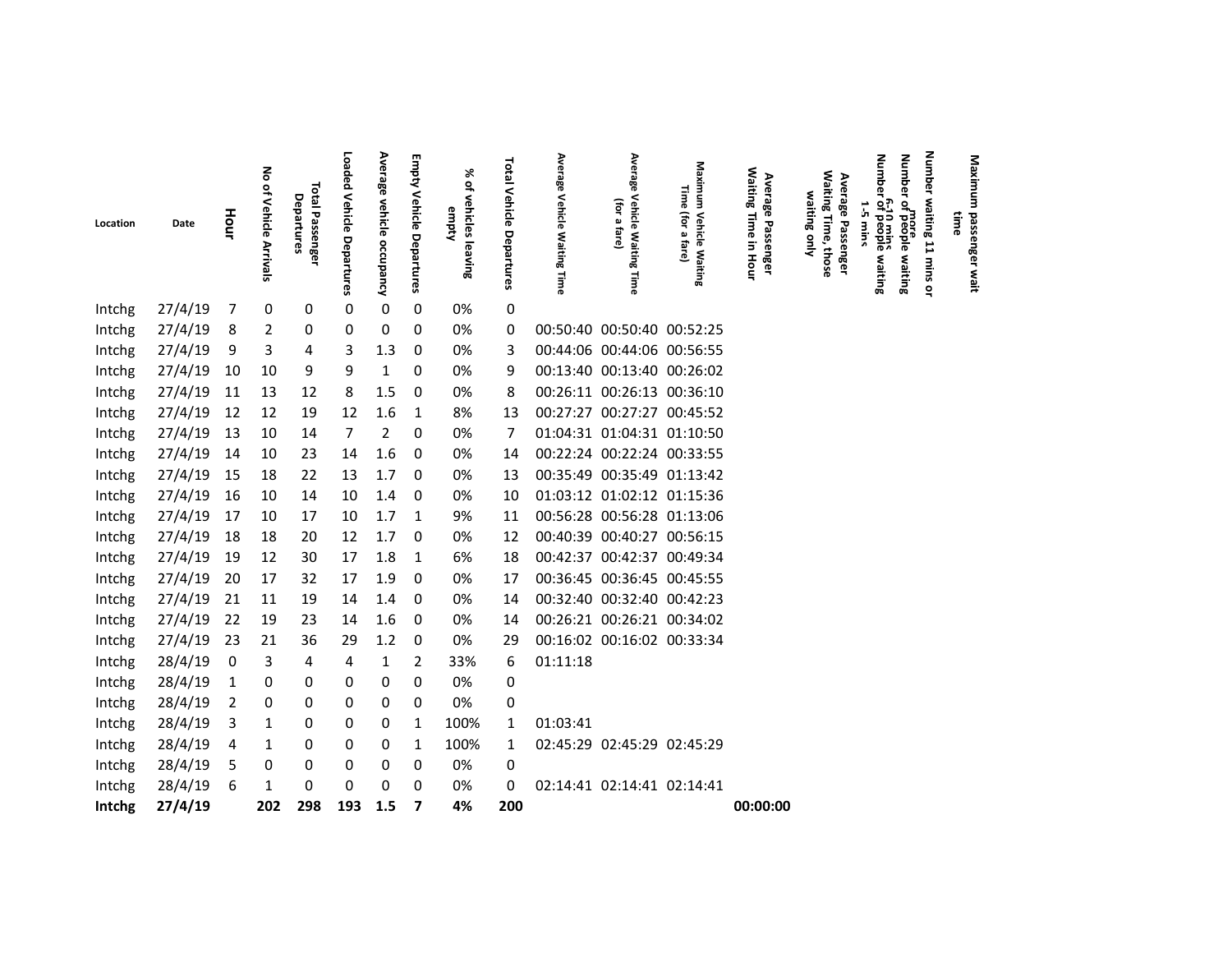| Location | Date | Hour | No of Vehicle Arrivals | Total Passenger Departures | Loaded Vehicle Departures | Average vehicle occupancy | Empty Vehicle Departures | % of vehicles leaving empty | Total Vehicle Departures | Average Vehicle Waiting Time | Average Vehicle Waiting Time (for a fare) | Maximum Vehicle Waiting Time (for a fare) | Average Passenger Waiting Time in Hour | Average Passenger Waiting Time, those waiting only | Number of people waiting 1-5 mins | Number of people waiting 6-10 mins | Number waiting 11 mins or more | Maximum passenger wait time |
|---|---|---|---|---|---|---|---|---|---|---|---|---|---|---|---|---|---|---|
| Intchg | 27/4/19 | 7 | 0 | 0 | 0 | 0 | 0 | 0% | 0 | | | | | | | | | |
| Intchg | 27/4/19 | 8 | 2 | 0 | 0 | 0 | 0 | 0% | 0 | 00:50:40 | 00:50:40 | 00:52:25 | | | | | | |
| Intchg | 27/4/19 | 9 | 3 | 4 | 3 | 1.3 | 0 | 0% | 3 | 00:44:06 | 00:44:06 | 00:56:55 | | | | | | |
| Intchg | 27/4/19 | 10 | 10 | 9 | 9 | 1 | 0 | 0% | 9 | 00:13:40 | 00:13:40 | 00:26:02 | | | | | | |
| Intchg | 27/4/19 | 11 | 13 | 12 | 8 | 1.5 | 0 | 0% | 8 | 00:26:11 | 00:26:13 | 00:36:10 | | | | | | |
| Intchg | 27/4/19 | 12 | 12 | 19 | 12 | 1.6 | 1 | 8% | 13 | 00:27:27 | 00:27:27 | 00:45:52 | | | | | | |
| Intchg | 27/4/19 | 13 | 10 | 14 | 7 | 2 | 0 | 0% | 7 | 01:04:31 | 01:04:31 | 01:10:50 | | | | | | |
| Intchg | 27/4/19 | 14 | 10 | 23 | 14 | 1.6 | 0 | 0% | 14 | 00:22:24 | 00:22:24 | 00:33:55 | | | | | | |
| Intchg | 27/4/19 | 15 | 18 | 22 | 13 | 1.7 | 0 | 0% | 13 | 00:35:49 | 00:35:49 | 01:13:42 | | | | | | |
| Intchg | 27/4/19 | 16 | 10 | 14 | 10 | 1.4 | 0 | 0% | 10 | 01:03:12 | 01:02:12 | 01:15:36 | | | | | | |
| Intchg | 27/4/19 | 17 | 10 | 17 | 10 | 1.7 | 1 | 9% | 11 | 00:56:28 | 00:56:28 | 01:13:06 | | | | | | |
| Intchg | 27/4/19 | 18 | 18 | 20 | 12 | 1.7 | 0 | 0% | 12 | 00:40:39 | 00:40:27 | 00:56:15 | | | | | | |
| Intchg | 27/4/19 | 19 | 12 | 30 | 17 | 1.8 | 1 | 6% | 18 | 00:42:37 | 00:42:37 | 00:49:34 | | | | | | |
| Intchg | 27/4/19 | 20 | 17 | 32 | 17 | 1.9 | 0 | 0% | 17 | 00:36:45 | 00:36:45 | 00:45:55 | | | | | | |
| Intchg | 27/4/19 | 21 | 11 | 19 | 14 | 1.4 | 0 | 0% | 14 | 00:32:40 | 00:32:40 | 00:42:23 | | | | | | |
| Intchg | 27/4/19 | 22 | 19 | 23 | 14 | 1.6 | 0 | 0% | 14 | 00:26:21 | 00:26:21 | 00:34:02 | | | | | | |
| Intchg | 27/4/19 | 23 | 21 | 36 | 29 | 1.2 | 0 | 0% | 29 | 00:16:02 | 00:16:02 | 00:33:34 | | | | | | |
| Intchg | 28/4/19 | 0 | 3 | 4 | 4 | 1 | 2 | 33% | 6 | 01:11:18 | | | | | | | | |
| Intchg | 28/4/19 | 1 | 0 | 0 | 0 | 0 | 0 | 0% | 0 | | | | | | | | | |
| Intchg | 28/4/19 | 2 | 0 | 0 | 0 | 0 | 0 | 0% | 0 | | | | | | | | | |
| Intchg | 28/4/19 | 3 | 1 | 0 | 0 | 0 | 1 | 100% | 1 | 01:03:41 | | | | | | | | |
| Intchg | 28/4/19 | 4 | 1 | 0 | 0 | 0 | 1 | 100% | 1 | 02:45:29 | 02:45:29 | 02:45:29 | | | | | | |
| Intchg | 28/4/19 | 5 | 0 | 0 | 0 | 0 | 0 | 0% | 0 | | | | | | | | | |
| Intchg | 28/4/19 | 6 | 1 | 0 | 0 | 0 | 0 | 0% | 0 | 02:14:41 | 02:14:41 | 02:14:41 | | | | | | |
| **Intchg** | **27/4/19** | | **202** | **298** | **193** | **1.5** | **7** | **4%** | **200** | | | | **00:00:00** | | | | | |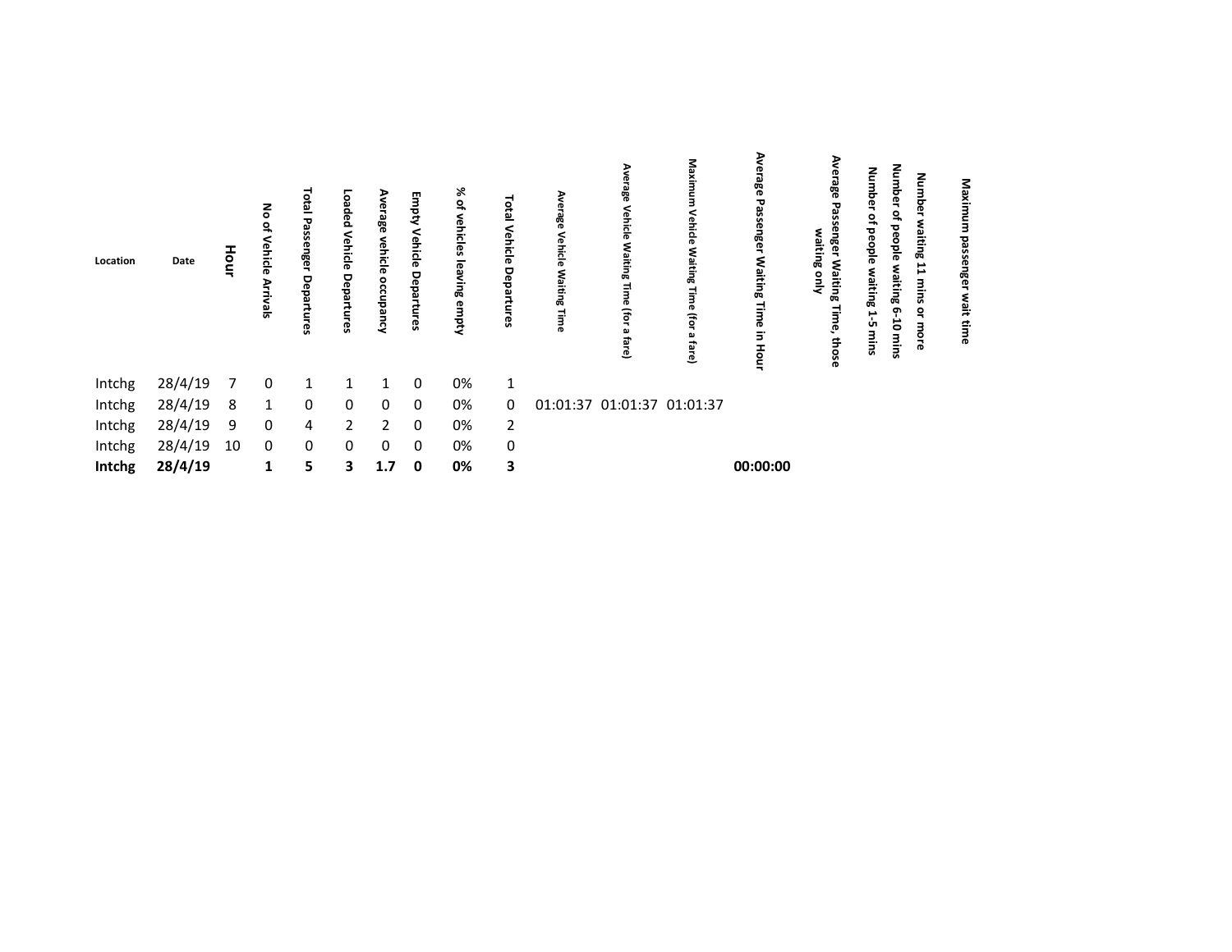| Location | Date | Hour | No of Vehicle Arrivals | Total Passenger Departures | Loaded Vehicle Departures | Average vehicle occupancy | Empty Vehicle Departures | % of vehicles leaving empty | Total Vehicle Departures | Average Vehicle Waiting Time | Average Vehicle Waiting Time (for a fare) | Maximum Vehicle Waiting Time (for a fare) | Average Passenger Waiting Time in Hour | Average Passenger Waiting Time, those waiting only | Number of people waiting 1-5 mins | Number of people waiting 6-10 mins | Number waiting 11 mins or more | Maximum passenger wait time |
|---|---|---|---|---|---|---|---|---|---|---|---|---|---|---|---|---|---|---|
| Intchg | 28/4/19 | 7 | 0 | 1 | 1 | 1 | 0 | 0% | 1 | | | | | | | | | |
| Intchg | 28/4/19 | 8 | 1 | 0 | 0 | 0 | 0 | 0% | 0 | 01:01:37 | 01:01:37 | 01:01:37 | | | | | | |
| Intchg | 28/4/19 | 9 | 0 | 4 | 2 | 2 | 0 | 0% | 2 | | | | | | | | | |
| Intchg | 28/4/19 | 10 | 0 | 0 | 0 | 0 | 0 | 0% | 0 | | | | | | | | | |
| **Intchg** | **28/4/19** | | **1** | **5** | **3** | **1.7** | **0** | **0%** | **3** | | | | **00:00:00** | | | | | |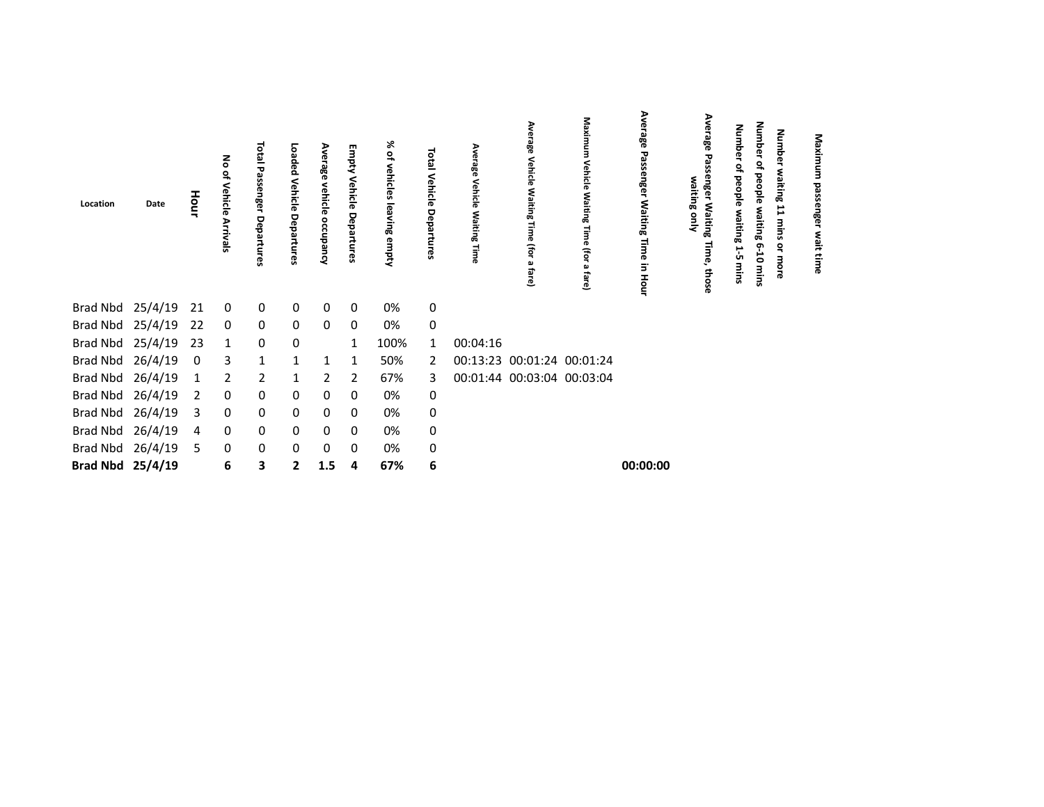| Location | Date | Hour | No of Vehicle Arrivals | Total Passenger Departures | Loaded Vehicle Departures | Average vehicle occupancy | Empty Vehicle Departures | % of vehicles leaving empty | Total Vehicle Departures | Average Vehicle Waiting Time | Average Vehicle Waiting Time (for a fare) | Maximum Vehicle Waiting Time (for a fare) | Average Passenger Waiting Time in Hour | Average Passenger Waiting Time, those waiting only | Number of people waiting 1-5 mins | Number of people waiting 6-10 mins | Number waiting 11 mins or more | Maximum passenger wait time |
|---|---|---|---|---|---|---|---|---|---|---|---|---|---|---|---|---|---|---|
| Brad Nbd | 25/4/19 | 21 | 0 | 0 | 0 | 0 | 0 | 0% | 0 | | | | | | | | | |
| Brad Nbd | 25/4/19 | 22 | 0 | 0 | 0 | 0 | 0 | 0% | 0 | | | | | | | | | |
| Brad Nbd | 25/4/19 | 23 | 1 | 0 | 0 | | 1 | 100% | 1 | 00:04:16 | | | | | | | | |
| Brad Nbd | 26/4/19 | 0 | 3 | 1 | 1 | 1 | 1 | 50% | 2 | 00:13:23 | 00:01:24 | 00:01:24 | | | | | | |
| Brad Nbd | 26/4/19 | 1 | 2 | 2 | 1 | 2 | 2 | 67% | 3 | 00:01:44 | 00:03:04 | 00:03:04 | | | | | | |
| Brad Nbd | 26/4/19 | 2 | 0 | 0 | 0 | 0 | 0 | 0% | 0 | | | | | | | | | |
| Brad Nbd | 26/4/19 | 3 | 0 | 0 | 0 | 0 | 0 | 0% | 0 | | | | | | | | | |
| Brad Nbd | 26/4/19 | 4 | 0 | 0 | 0 | 0 | 0 | 0% | 0 | | | | | | | | | |
| Brad Nbd | 26/4/19 | 5 | 0 | 0 | 0 | 0 | 0 | 0% | 0 | | | | | | | | | |
| **Brad Nbd** | **25/4/19** | | **6** | **3** | **2** | **1.5** | **4** | **67%** | **6** | | | | **00:00:00** | | | | | |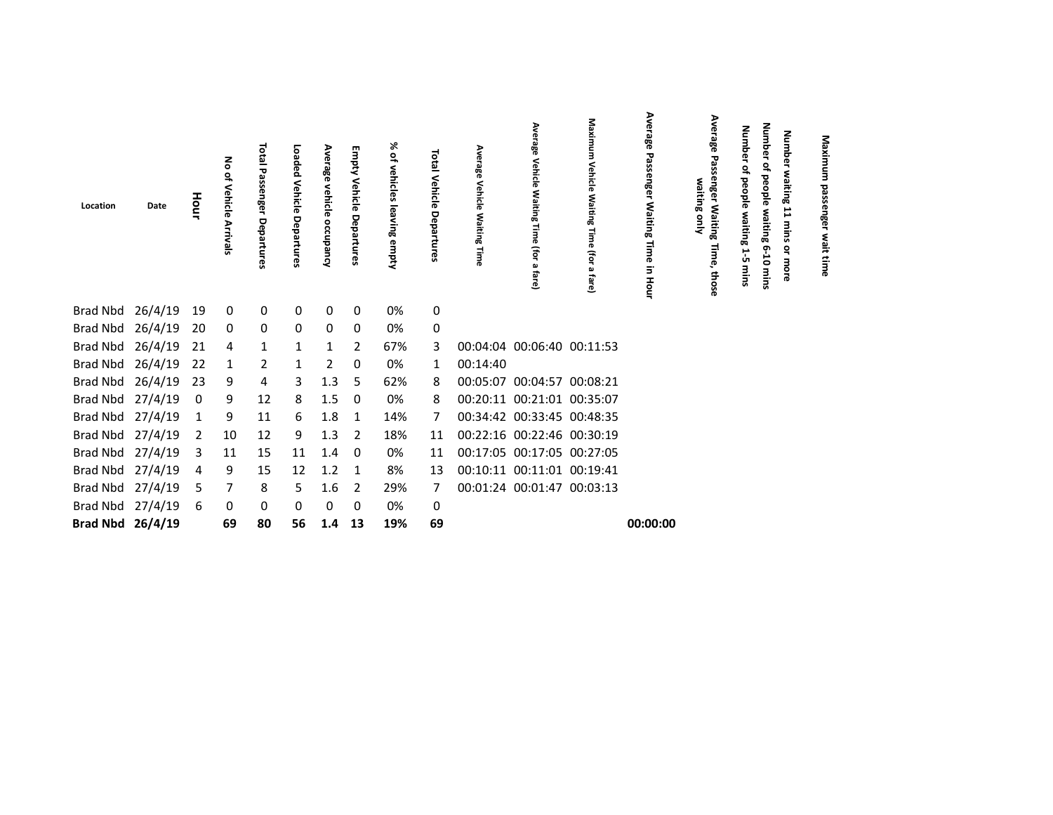| Location | Date | Hour | No of Vehicle Arrivals | Total Passenger Departures | Loaded Vehicle Departures | Average vehicle occupancy | Empty Vehicle Departures | % of vehicles leaving empty | Total Vehicle Departures | Average Vehicle Waiting Time | Average Vehicle Waiting Time (for a fare) | Maximum Vehicle Waiting Time (for a fare) | Average Passenger Waiting Time in Hour | Average Passenger Waiting Time, those waiting only | Number of people waiting 1-5 mins | Number of people waiting 6-10 mins | Number waiting 11 mins or more | Maximum passenger wait time |
|---|---|---|---|---|---|---|---|---|---|---|---|---|---|---|---|---|---|---|
| Brad Nbd | 26/4/19 | 19 | 0 | 0 | 0 | 0 | 0 | 0% | 0 | | | | | | | | | |
| Brad Nbd | 26/4/19 | 20 | 0 | 0 | 0 | 0 | 0 | 0% | 0 | | | | | | | | | |
| Brad Nbd | 26/4/19 | 21 | 4 | 1 | 1 | 1 | 2 | 67% | 3 | 00:04:04 | 00:06:40 | 00:11:53 | | | | | | |
| Brad Nbd | 26/4/19 | 22 | 1 | 2 | 1 | 2 | 0 | 0% | 1 | 00:14:40 | | | | | | | | |
| Brad Nbd | 26/4/19 | 23 | 9 | 4 | 3 | 1.3 | 5 | 62% | 8 | 00:05:07 | 00:04:57 | 00:08:21 | | | | | | |
| Brad Nbd | 27/4/19 | 0 | 9 | 12 | 8 | 1.5 | 0 | 0% | 8 | 00:20:11 | 00:21:01 | 00:35:07 | | | | | | |
| Brad Nbd | 27/4/19 | 1 | 9 | 11 | 6 | 1.8 | 1 | 14% | 7 | 00:34:42 | 00:33:45 | 00:48:35 | | | | | | |
| Brad Nbd | 27/4/19 | 2 | 10 | 12 | 9 | 1.3 | 2 | 18% | 11 | 00:22:16 | 00:22:46 | 00:30:19 | | | | | | |
| Brad Nbd | 27/4/19 | 3 | 11 | 15 | 11 | 1.4 | 0 | 0% | 11 | 00:17:05 | 00:17:05 | 00:27:05 | | | | | | |
| Brad Nbd | 27/4/19 | 4 | 9 | 15 | 12 | 1.2 | 1 | 8% | 13 | 00:10:11 | 00:11:01 | 00:19:41 | | | | | | |
| Brad Nbd | 27/4/19 | 5 | 7 | 8 | 5 | 1.6 | 2 | 29% | 7 | 00:01:24 | 00:01:47 | 00:03:13 | | | | | | |
| Brad Nbd | 27/4/19 | 6 | 0 | 0 | 0 | 0 | 0 | 0% | 0 | | | | | | | | | |
| **Brad Nbd** | **26/4/19** | | **69** | **80** | **56** | **1.4** | **13** | **19%** | **69** | | | | **00:00:00** | | | | | |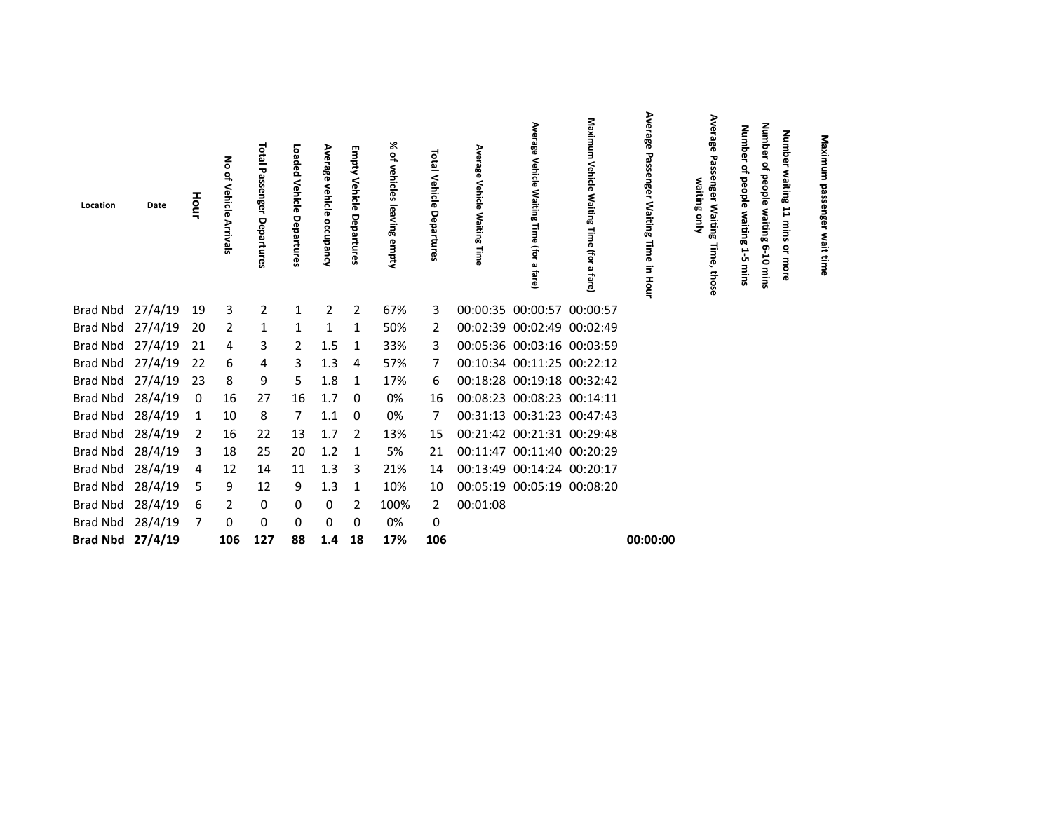| Location | Date | Hour | No of Vehicle Arrivals | Total Passenger Departures | Loaded Vehicle Departures | Average vehicle occupancy | Empty Vehicle Departures | % of vehicles leaving empty | Total Vehicle Departures | Average Vehicle Waiting Time | Average Vehicle Waiting Time (for a fare) | Maximum Vehicle Waiting Time (for a fare) | Average Passenger Waiting Time in Hour | Average Passenger Waiting Time, those waiting only | Number of people waiting 1-5 mins | Number of people waiting 6-10 mins | Number waiting 11 mins or more | Maximum passenger wait time |
|---|---|---|---|---|---|---|---|---|---|---|---|---|---|---|---|---|---|---|
| Brad Nbd | 27/4/19 | 19 | 3 | 2 | 1 | 2 | 2 | 67% | 3 | 00:00:35 | 00:00:57 | 00:00:57 | | | | | | |
| Brad Nbd | 27/4/19 | 20 | 2 | 1 | 1 | 1 | 1 | 50% | 2 | 00:02:39 | 00:02:49 | 00:02:49 | | | | | | |
| Brad Nbd | 27/4/19 | 21 | 4 | 3 | 2 | 1.5 | 1 | 33% | 3 | 00:05:36 | 00:03:16 | 00:03:59 | | | | | | |
| Brad Nbd | 27/4/19 | 22 | 6 | 4 | 3 | 1.3 | 4 | 57% | 7 | 00:10:34 | 00:11:25 | 00:22:12 | | | | | | |
| Brad Nbd | 27/4/19 | 23 | 8 | 9 | 5 | 1.8 | 1 | 17% | 6 | 00:18:28 | 00:19:18 | 00:32:42 | | | | | | |
| Brad Nbd | 28/4/19 | 0 | 16 | 27 | 16 | 1.7 | 0 | 0% | 16 | 00:08:23 | 00:08:23 | 00:14:11 | | | | | | |
| Brad Nbd | 28/4/19 | 1 | 10 | 8 | 7 | 1.1 | 0 | 0% | 7 | 00:31:13 | 00:31:23 | 00:47:43 | | | | | | |
| Brad Nbd | 28/4/19 | 2 | 16 | 22 | 13 | 1.7 | 2 | 13% | 15 | 00:21:42 | 00:21:31 | 00:29:48 | | | | | | |
| Brad Nbd | 28/4/19 | 3 | 18 | 25 | 20 | 1.2 | 1 | 5% | 21 | 00:11:47 | 00:11:40 | 00:20:29 | | | | | | |
| Brad Nbd | 28/4/19 | 4 | 12 | 14 | 11 | 1.3 | 3 | 21% | 14 | 00:13:49 | 00:14:24 | 00:20:17 | | | | | | |
| Brad Nbd | 28/4/19 | 5 | 9 | 12 | 9 | 1.3 | 1 | 10% | 10 | 00:05:19 | 00:05:19 | 00:08:20 | | | | | | |
| Brad Nbd | 28/4/19 | 6 | 2 | 0 | 0 | 0 | 2 | 100% | 2 | 00:01:08 | | | | | | | | |
| Brad Nbd | 28/4/19 | 7 | 0 | 0 | 0 | 0 | 0 | 0% | 0 | | | | | | | | | |
| **Brad Nbd** | **27/4/19** | | **106** | **127** | **88** | **1.4** | **18** | **17%** | **106** | | | | **00:00:00** | | | | | |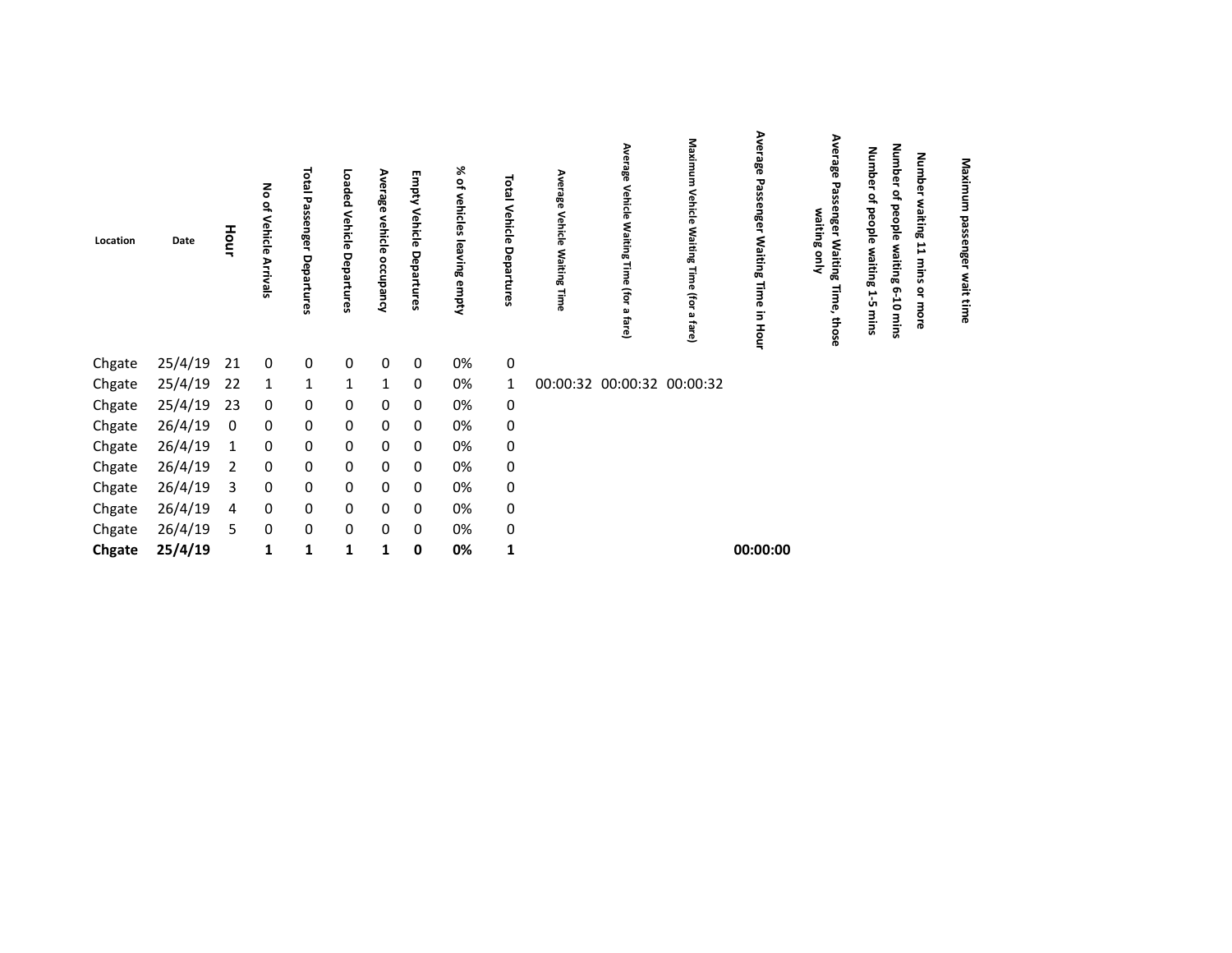| Location | Date | Hour | No of Vehicle Arrivals | Total Passenger Departures | Loaded Vehicle Departures | Average vehicle occupancy | Empty Vehicle Departures | % of vehicles leaving empty | Total Vehicle Departures | Average Vehicle Waiting Time | Average Vehicle Waiting Time (for a fare) | Maximum Vehicle Waiting Time (for a fare) | Average Passenger Waiting Time in Hour | Average Passenger Waiting Time, those waiting only | Number of people waiting 1-5 mins | Number of people waiting 6-10 mins | Number waiting 11 mins or more | Maximum passenger wait time |
|---|---|---|---|---|---|---|---|---|---|---|---|---|---|---|---|---|---|---|
| Chgate | 25/4/19 | 21 | 0 | 0 | 0 | 0 | 0 | 0% | 0 | | | | | | | | | |
| Chgate | 25/4/19 | 22 | 1 | 1 | 1 | 1 | 0 | 0% | 1 | 00:00:32 | 00:00:32 | 00:00:32 | | | | | | |
| Chgate | 25/4/19 | 23 | 0 | 0 | 0 | 0 | 0 | 0% | 0 | | | | | | | | | |
| Chgate | 26/4/19 | 0 | 0 | 0 | 0 | 0 | 0 | 0% | 0 | | | | | | | | | |
| Chgate | 26/4/19 | 1 | 0 | 0 | 0 | 0 | 0 | 0% | 0 | | | | | | | | | |
| Chgate | 26/4/19 | 2 | 0 | 0 | 0 | 0 | 0 | 0% | 0 | | | | | | | | | |
| Chgate | 26/4/19 | 3 | 0 | 0 | 0 | 0 | 0 | 0% | 0 | | | | | | | | | |
| Chgate | 26/4/19 | 4 | 0 | 0 | 0 | 0 | 0 | 0% | 0 | | | | | | | | | |
| Chgate | 26/4/19 | 5 | 0 | 0 | 0 | 0 | 0 | 0% | 0 | | | | | | | | | |
| **Chgate** | **25/4/19** | | **1** | **1** | **1** | **1** | **0** | **0%** | **1** | | | | **00:00:00** | | | | | |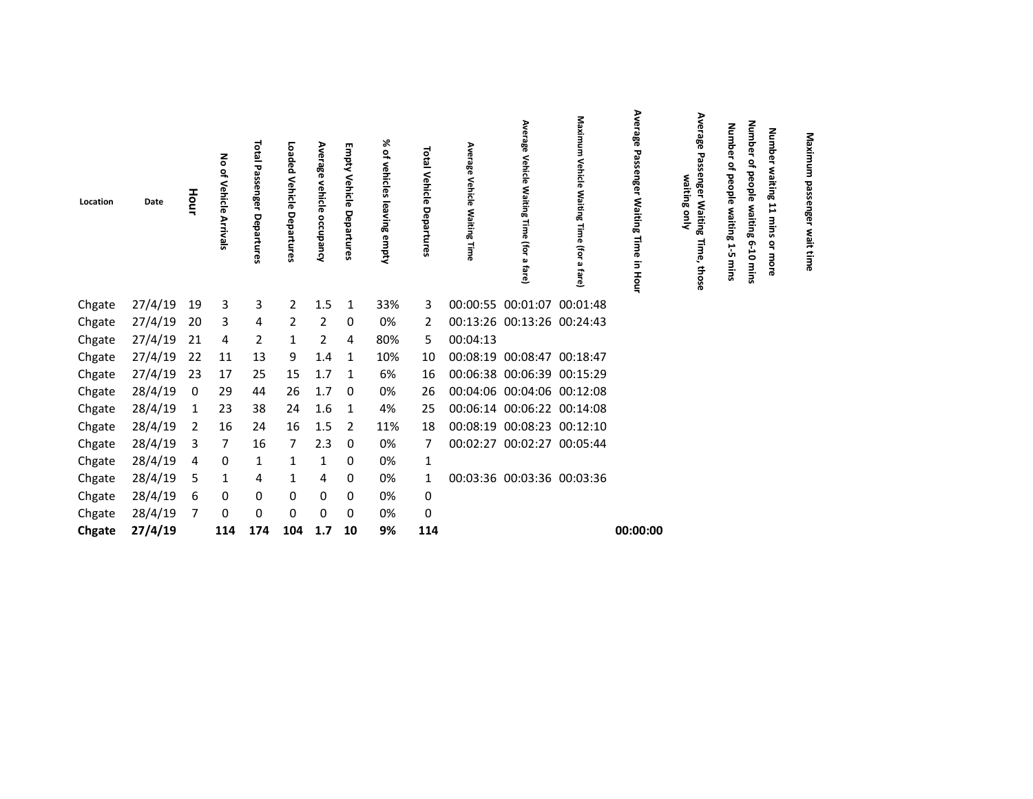| Location | Date | Hour | No of Vehicle Arrivals | Total Passenger Departures | Loaded Vehicle Departures | Average vehicle occupancy | Empty Vehicle Departures | % of vehicles leaving empty | Total Vehicle Departures | Average Vehicle Waiting Time | Average Vehicle Waiting Time (for a fare) | Maximum Vehicle Waiting Time (for a fare) | Average Passenger Waiting Time in Hour | Average Passenger Waiting Time, those waiting only | Number of people waiting 1-5 mins | Number of people waiting 6-10 mins | Number waiting 11 mins or more | Maximum passenger wait time |
|---|---|---|---|---|---|---|---|---|---|---|---|---|---|---|---|---|---|---|
| Chgate | 27/4/19 | 19 | 3 | 3 | 2 | 1.5 | 1 | 33% | 3 | 00:00:55 | 00:01:07 | 00:01:48 | | | | | | |
| Chgate | 27/4/19 | 20 | 3 | 4 | 2 | 2 | 0 | 0% | 2 | 00:13:26 | 00:13:26 | 00:24:43 | | | | | | |
| Chgate | 27/4/19 | 21 | 4 | 2 | 1 | 2 | 4 | 80% | 5 | 00:04:13 | | | | | | | | |
| Chgate | 27/4/19 | 22 | 11 | 13 | 9 | 1.4 | 1 | 10% | 10 | 00:08:19 | 00:08:47 | 00:18:47 | | | | | | |
| Chgate | 27/4/19 | 23 | 17 | 25 | 15 | 1.7 | 1 | 6% | 16 | 00:06:38 | 00:06:39 | 00:15:29 | | | | | | |
| Chgate | 28/4/19 | 0 | 29 | 44 | 26 | 1.7 | 0 | 0% | 26 | 00:04:06 | 00:04:06 | 00:12:08 | | | | | | |
| Chgate | 28/4/19 | 1 | 23 | 38 | 24 | 1.6 | 1 | 4% | 25 | 00:06:14 | 00:06:22 | 00:14:08 | | | | | | |
| Chgate | 28/4/19 | 2 | 16 | 24 | 16 | 1.5 | 2 | 11% | 18 | 00:08:19 | 00:08:23 | 00:12:10 | | | | | | |
| Chgate | 28/4/19 | 3 | 7 | 16 | 7 | 2.3 | 0 | 0% | 7 | 00:02:27 | 00:02:27 | 00:05:44 | | | | | | |
| Chgate | 28/4/19 | 4 | 0 | 1 | 1 | 1 | 0 | 0% | 1 | | | | | | | | | |
| Chgate | 28/4/19 | 5 | 1 | 4 | 1 | 4 | 0 | 0% | 1 | 00:03:36 | 00:03:36 | 00:03:36 | | | | | | |
| Chgate | 28/4/19 | 6 | 0 | 0 | 0 | 0 | 0 | 0% | 0 | | | | | | | | | |
| Chgate | 28/4/19 | 7 | 0 | 0 | 0 | 0 | 0 | 0% | 0 | | | | | | | | | |
| **Chgate** | **27/4/19** | | **114** | **174** | **104** | **1.7** | **10** | **9%** | **114** | | | | **00:00:00** | | | | | |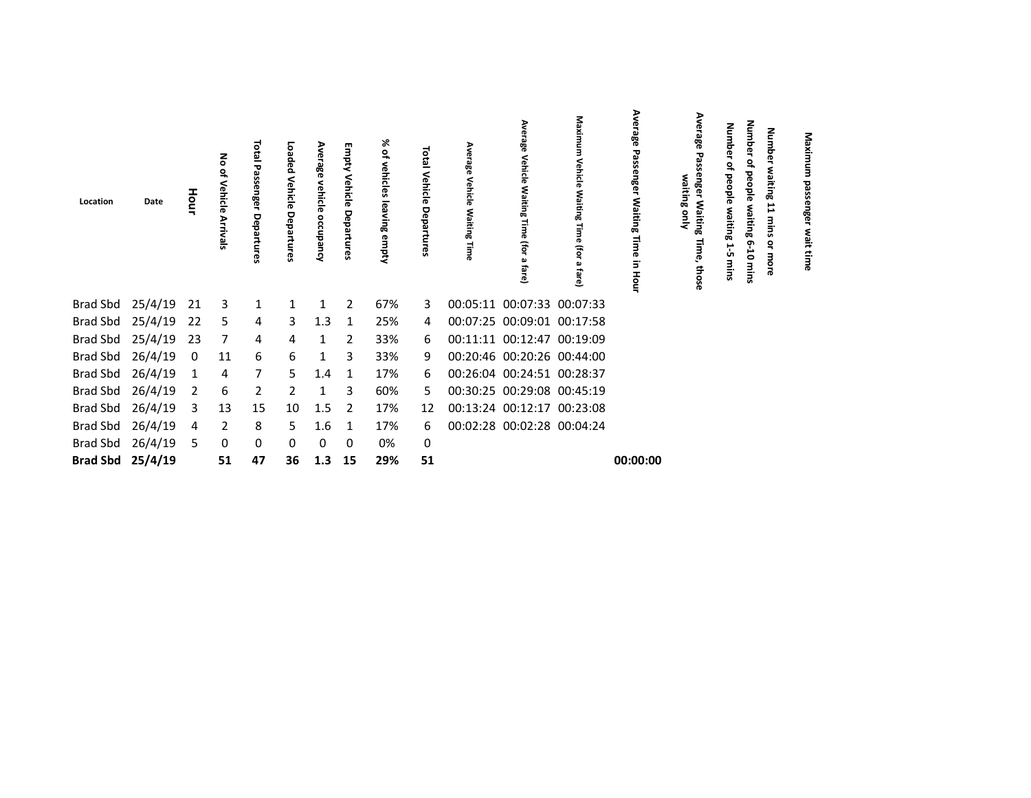| Location | Date | Hour | No of Vehicle Arrivals | Total Passenger Departures | Loaded Vehicle Departures | Average vehicle occupancy | Empty Vehicle Departures | % of vehicles leaving empty | Total Vehicle Departures | Average Vehicle Waiting Time | Average Vehicle Waiting Time (for a fare) | Maximum Vehicle Waiting Time (for a fare) | Average Passenger Waiting Time in Hour | Average Passenger Waiting Time, those waiting only | Number of people waiting 1-5 mins | Number of people waiting 6-10 mins | Number waiting 11 mins or more | Maximum passenger wait time |
|---|---|---|---|---|---|---|---|---|---|---|---|---|---|---|---|---|---|---|
| Brad Sbd | 25/4/19 | 21 | 3 | 1 | 1 | 1 | 2 | 67% | 3 | 00:05:11 | 00:07:33 | 00:07:33 | | | | | | |
| Brad Sbd | 25/4/19 | 22 | 5 | 4 | 3 | 1.3 | 1 | 25% | 4 | 00:07:25 | 00:09:01 | 00:17:58 | | | | | | |
| Brad Sbd | 25/4/19 | 23 | 7 | 4 | 4 | 1 | 2 | 33% | 6 | 00:11:11 | 00:12:47 | 00:19:09 | | | | | | |
| Brad Sbd | 26/4/19 | 0 | 11 | 6 | 6 | 1 | 3 | 33% | 9 | 00:20:46 | 00:20:26 | 00:44:00 | | | | | | |
| Brad Sbd | 26/4/19 | 1 | 4 | 7 | 5 | 1.4 | 1 | 17% | 6 | 00:26:04 | 00:24:51 | 00:28:37 | | | | | | |
| Brad Sbd | 26/4/19 | 2 | 6 | 2 | 2 | 1 | 3 | 60% | 5 | 00:30:25 | 00:29:08 | 00:45:19 | | | | | | |
| Brad Sbd | 26/4/19 | 3 | 13 | 15 | 10 | 1.5 | 2 | 17% | 12 | 00:13:24 | 00:12:17 | 00:23:08 | | | | | | |
| Brad Sbd | 26/4/19 | 4 | 2 | 8 | 5 | 1.6 | 1 | 17% | 6 | 00:02:28 | 00:02:28 | 00:04:24 | | | | | | |
| Brad Sbd | 26/4/19 | 5 | 0 | 0 | 0 | 0 | 0 | 0% | 0 | | | | | | | | | |
| **Brad Sbd** | **25/4/19** | | **51** | **47** | **36** | **1.3** | **15** | **29%** | **51** | | | | **00:00:00** | | | | | |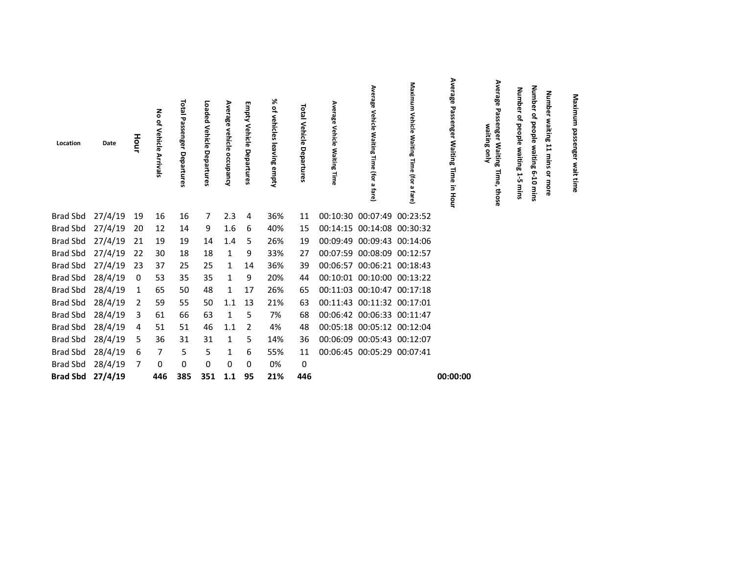| Location | Date | Hour | No of Vehicle Arrivals | Total Passenger Departures | Loaded Vehicle Departures | Average vehicle occupancy | Empty Vehicle Departures | % of vehicles leaving empty | Total Vehicle Departures | Average Vehicle Waiting Time | Average Vehicle Waiting Time (for a fare) | Maximum Vehicle Waiting Time (for a fare) | Average Passenger Waiting Time in Hour | Average Passenger Waiting Time, those waiting only | Number of people waiting 1-5 mins | Number of people waiting 6-10 mins | Number waiting 11 mins or more | Maximum passenger wait time |
|---|---|---|---|---|---|---|---|---|---|---|---|---|---|---|---|---|---|---|
| Brad Sbd | 27/4/19 | 19 | 16 | 16 | 7 | 2.3 | 4 | 36% | 11 | 00:10:30 | 00:07:49 | 00:23:52 | | | | | | |
| Brad Sbd | 27/4/19 | 20 | 12 | 14 | 9 | 1.6 | 6 | 40% | 15 | 00:14:15 | 00:14:08 | 00:30:32 | | | | | | |
| Brad Sbd | 27/4/19 | 21 | 19 | 19 | 14 | 1.4 | 5 | 26% | 19 | 00:09:49 | 00:09:43 | 00:14:06 | | | | | | |
| Brad Sbd | 27/4/19 | 22 | 30 | 18 | 18 | 1 | 9 | 33% | 27 | 00:07:59 | 00:08:09 | 00:12:57 | | | | | | |
| Brad Sbd | 27/4/19 | 23 | 37 | 25 | 25 | 1 | 14 | 36% | 39 | 00:06:57 | 00:06:21 | 00:18:43 | | | | | | |
| Brad Sbd | 28/4/19 | 0 | 53 | 35 | 35 | 1 | 9 | 20% | 44 | 00:10:01 | 00:10:00 | 00:13:22 | | | | | | |
| Brad Sbd | 28/4/19 | 1 | 65 | 50 | 48 | 1 | 17 | 26% | 65 | 00:11:03 | 00:10:47 | 00:17:18 | | | | | | |
| Brad Sbd | 28/4/19 | 2 | 59 | 55 | 50 | 1.1 | 13 | 21% | 63 | 00:11:43 | 00:11:32 | 00:17:01 | | | | | | |
| Brad Sbd | 28/4/19 | 3 | 61 | 66 | 63 | 1 | 5 | 7% | 68 | 00:06:42 | 00:06:33 | 00:11:47 | | | | | | |
| Brad Sbd | 28/4/19 | 4 | 51 | 51 | 46 | 1.1 | 2 | 4% | 48 | 00:05:18 | 00:05:12 | 00:12:04 | | | | | | |
| Brad Sbd | 28/4/19 | 5 | 36 | 31 | 31 | 1 | 5 | 14% | 36 | 00:06:09 | 00:05:43 | 00:12:07 | | | | | | |
| Brad Sbd | 28/4/19 | 6 | 7 | 5 | 5 | 1 | 6 | 55% | 11 | 00:06:45 | 00:05:29 | 00:07:41 | | | | | | |
| Brad Sbd | 28/4/19 | 7 | 0 | 0 | 0 | 0 | 0 | 0% | 0 | | | | | | | | | |
| **Brad Sbd** | **27/4/19** | | **446** | **385** | **351** | **1.1** | **95** | **21%** | **446** | | | | **00:00:00** | | | | | |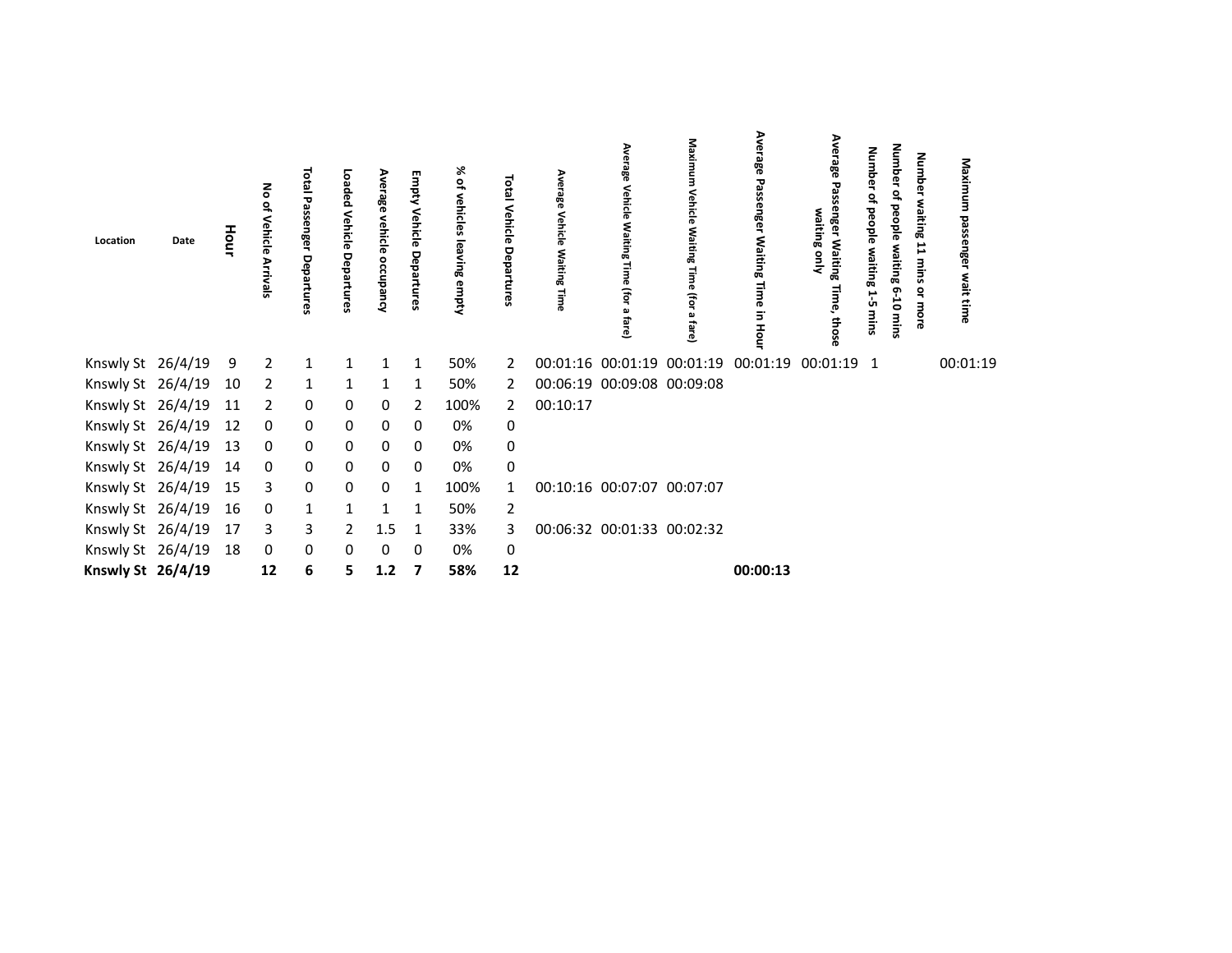| Location | Date | Hour | No of Vehicle Arrivals | Total Passenger Departures | Loaded Vehicle Departures | Average vehicle occupancy | Empty Vehicle Departures | % of vehicles leaving empty | Total Vehicle Departures | Average Vehicle Waiting Time | Average Vehicle Waiting Time (for a fare) | Maximum Vehicle Waiting Time (for a fare) | Average Passenger Waiting Time in Hour | Average Passenger Waiting Time, those waiting only | Number of people waiting 1-5 mins | Number of people waiting 6-10 mins | Number waiting 11 mins or more | Maximum passenger wait time |
|---|---|---|---|---|---|---|---|---|---|---|---|---|---|---|---|---|---|---|
| Knswly St | 26/4/19 | 9 | 2 | 1 | 1 | 1 | 1 | 50% | 2 | 00:01:16 | 00:01:19 | 00:01:19 | 00:01:19 | 00:01:19 | 1 | | | 00:01:19 |
| Knswly St | 26/4/19 | 10 | 2 | 1 | 1 | 1 | 1 | 50% | 2 | 00:06:19 | 00:09:08 | 00:09:08 | | | | | | |
| Knswly St | 26/4/19 | 11 | 2 | 0 | 0 | 0 | 2 | 100% | 2 | 00:10:17 | | | | | | | | |
| Knswly St | 26/4/19 | 12 | 0 | 0 | 0 | 0 | 0 | 0% | 0 | | | | | | | | | |
| Knswly St | 26/4/19 | 13 | 0 | 0 | 0 | 0 | 0 | 0% | 0 | | | | | | | | | |
| Knswly St | 26/4/19 | 14 | 0 | 0 | 0 | 0 | 0 | 0% | 0 | | | | | | | | | |
| Knswly St | 26/4/19 | 15 | 3 | 0 | 0 | 0 | 1 | 100% | 1 | 00:10:16 | 00:07:07 | 00:07:07 | | | | | | |
| Knswly St | 26/4/19 | 16 | 0 | 1 | 1 | 1 | 1 | 50% | 2 | | | | | | | | | |
| Knswly St | 26/4/19 | 17 | 3 | 3 | 2 | 1.5 | 1 | 33% | 3 | 00:06:32 | 00:01:33 | 00:02:32 | | | | | | |
| Knswly St | 26/4/19 | 18 | 0 | 0 | 0 | 0 | 0 | 0% | 0 | | | | | | | | | |
| **Knswly St** | **26/4/19** | | **12** | **6** | **5** | **1.2** | **7** | **58%** | **12** | | | | **00:00:13** | | | | | |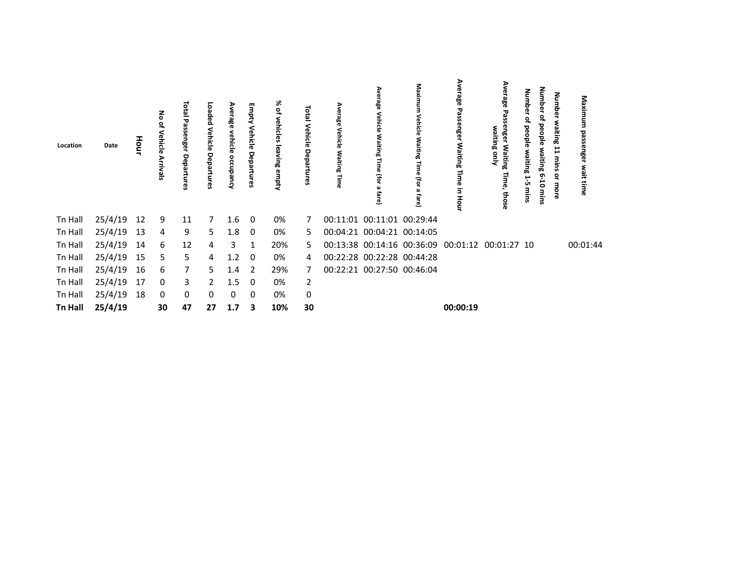| Location | Date | Hour | No of Vehicle Arrivals | Total Passenger Departures | Loaded Vehicle Departures | Average vehicle occupancy | Empty Vehicle Departures | % of vehicles leaving empty | Total Vehicle Departures | Average Vehicle Waiting Time | Average Vehicle Waiting Time (for a fare) | Maximum Vehicle Waiting Time (for a fare) | Average Passenger Waiting Time in Hour | Average Passenger Waiting Time, those waiting only | Number of people waiting 1-5 mins | Number of people waiting 6-10 mins | Number waiting 11 mins or more | Maximum passenger wait time |
|---|---|---|---|---|---|---|---|---|---|---|---|---|---|---|---|---|---|---|
| Tn Hall | 25/4/19 | 12 | 9 | 11 | 7 | 1.6 | 0 | 0% | 7 | 00:11:01 | 00:11:01 | 00:29:44 | | | | | | |
| Tn Hall | 25/4/19 | 13 | 4 | 9 | 5 | 1.8 | 0 | 0% | 5 | 00:04:21 | 00:04:21 | 00:14:05 | | | | | | |
| Tn Hall | 25/4/19 | 14 | 6 | 12 | 4 | 3 | 1 | 20% | 5 | 00:13:38 | 00:14:16 | 00:36:09 | 00:01:12 | 00:01:27 | 10 | | | 00:01:44 |
| Tn Hall | 25/4/19 | 15 | 5 | 5 | 4 | 1.2 | 0 | 0% | 4 | 00:22:28 | 00:22:28 | 00:44:28 | | | | | | |
| Tn Hall | 25/4/19 | 16 | 6 | 7 | 5 | 1.4 | 2 | 29% | 7 | 00:22:21 | 00:27:50 | 00:46:04 | | | | | | |
| Tn Hall | 25/4/19 | 17 | 0 | 3 | 2 | 1.5 | 0 | 0% | 2 | | | | | | | | | |
| Tn Hall | 25/4/19 | 18 | 0 | 0 | 0 | 0 | 0 | 0% | 0 | | | | | | | | | |
| **Tn Hall** | **25/4/19** | | **30** | **47** | **27** | **1.7** | **3** | **10%** | **30** | | | | **00:00:19** | | | | | |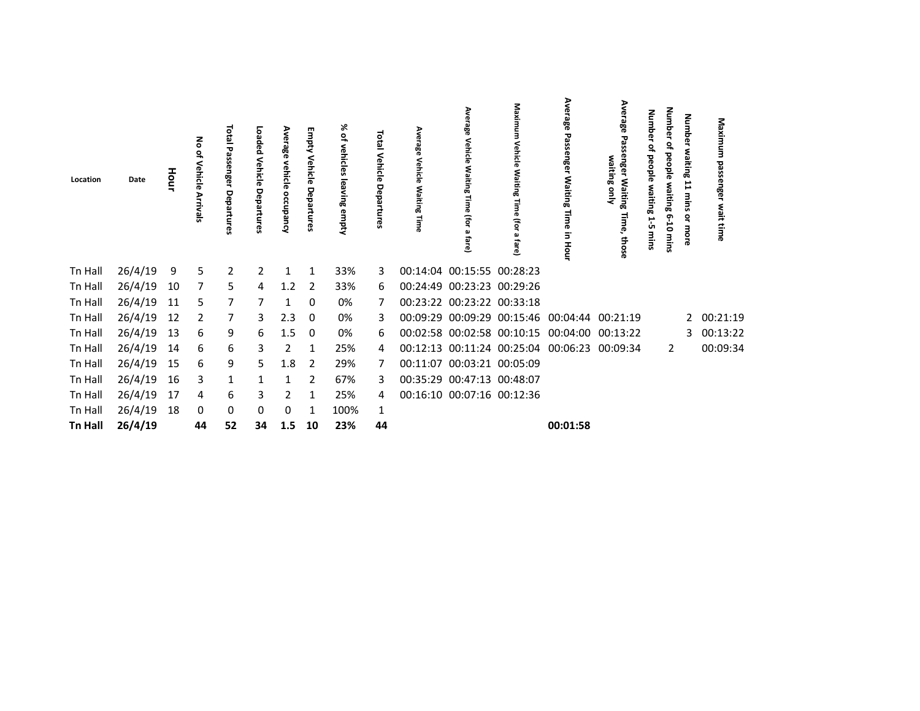| Location | Date | Hour | No of Vehicle Arrivals | Total Passenger Departures | Loaded Vehicle Departures | Average vehicle occupancy | Empty Vehicle Departures | % of vehicles leaving empty | Total Vehicle Departures | Average Vehicle Waiting Time | Average Vehicle Waiting Time (for a fare) | Maximum Vehicle Waiting Time (for a fare) | Average Passenger Waiting Time in Hour | Average Passenger Waiting Time, those waiting only | Number of people waiting 1-5 mins | Number of people waiting 6-10 mins | Number waiting 11 mins or more | Maximum passenger wait time |
|---|---|---|---|---|---|---|---|---|---|---|---|---|---|---|---|---|---|---|
| Tn Hall | 26/4/19 | 9 | 5 | 2 | 2 | 1 | 1 | 33% | 3 | 00:14:04 | 00:15:55 | 00:28:23 | | | | | | |
| Tn Hall | 26/4/19 | 10 | 7 | 5 | 4 | 1.2 | 2 | 33% | 6 | 00:24:49 | 00:23:23 | 00:29:26 | | | | | | |
| Tn Hall | 26/4/19 | 11 | 5 | 7 | 7 | 1 | 0 | 0% | 7 | 00:23:22 | 00:23:22 | 00:33:18 | | | | | | |
| Tn Hall | 26/4/19 | 12 | 2 | 7 | 3 | 2.3 | 0 | 0% | 3 | 00:09:29 | 00:09:29 | 00:15:46 | 00:04:44 | 00:21:19 | | | 2 | 00:21:19 |
| Tn Hall | 26/4/19 | 13 | 6 | 9 | 6 | 1.5 | 0 | 0% | 6 | 00:02:58 | 00:02:58 | 00:10:15 | 00:04:00 | 00:13:22 | | | 3 | 00:13:22 |
| Tn Hall | 26/4/19 | 14 | 6 | 6 | 3 | 2 | 1 | 25% | 4 | 00:12:13 | 00:11:24 | 00:25:04 | 00:06:23 | 00:09:34 | | 2 | | 00:09:34 |
| Tn Hall | 26/4/19 | 15 | 6 | 9 | 5 | 1.8 | 2 | 29% | 7 | 00:11:07 | 00:03:21 | 00:05:09 | | | | | | |
| Tn Hall | 26/4/19 | 16 | 3 | 1 | 1 | 1 | 2 | 67% | 3 | 00:35:29 | 00:47:13 | 00:48:07 | | | | | | |
| Tn Hall | 26/4/19 | 17 | 4 | 6 | 3 | 2 | 1 | 25% | 4 | 00:16:10 | 00:07:16 | 00:12:36 | | | | | | |
| Tn Hall | 26/4/19 | 18 | 0 | 0 | 0 | 0 | 1 | 100% | 1 | | | | | | | | | |
| **Tn Hall** | **26/4/19** | | **44** | **52** | **34** | **1.5** | **10** | **23%** | **44** | | | | **00:01:58** | | | | | |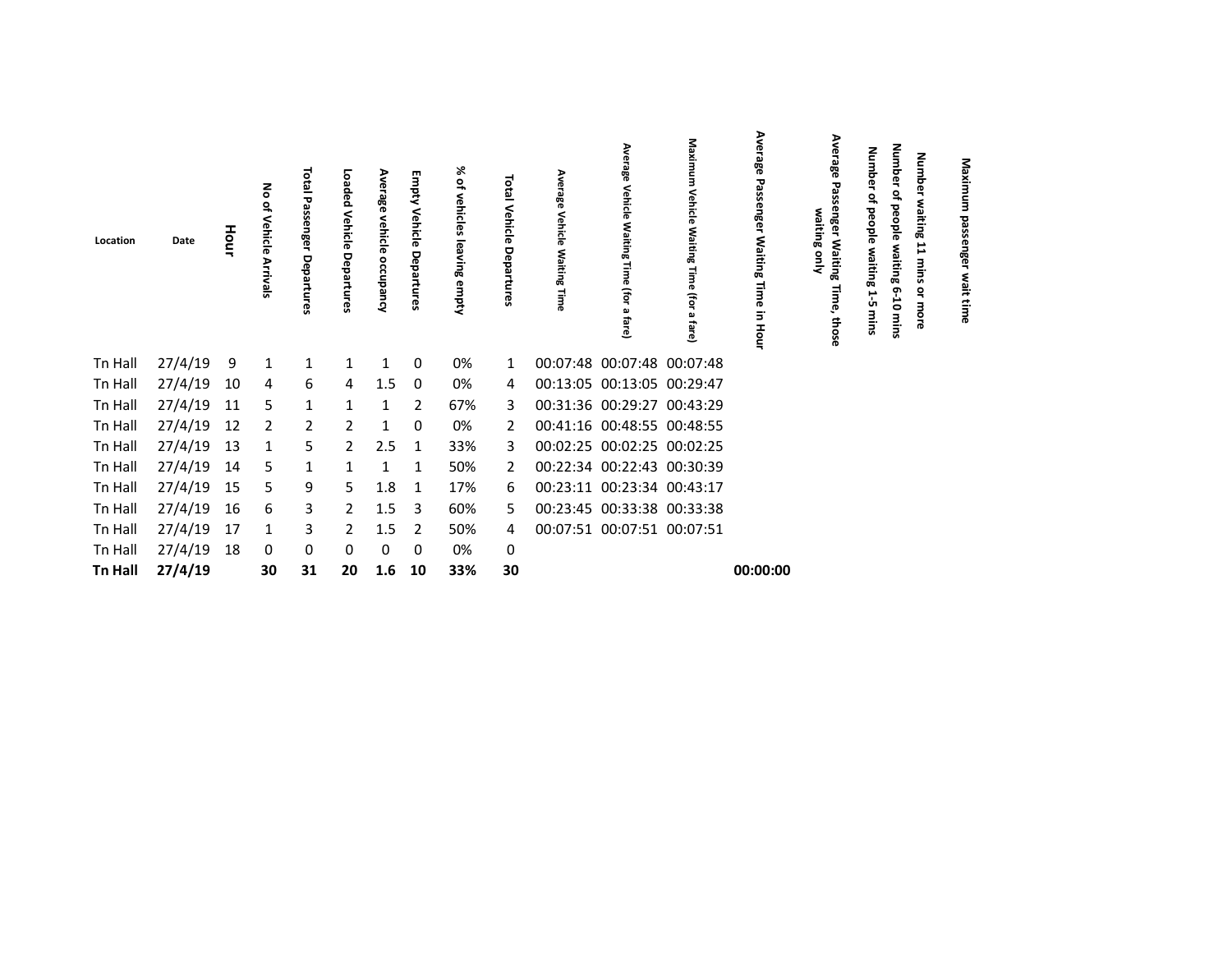| Location | Date | Hour | No of Vehicle Arrivals | Total Passenger Departures | Loaded Vehicle Departures | Average vehicle occupancy | Empty Vehicle Departures | % of vehicles leaving empty | Total Vehicle Departures | Average Vehicle Waiting Time | Average Vehicle Waiting Time (for a fare) | Maximum Vehicle Waiting Time (for a fare) | Average Passenger Waiting Time in Hour | Average Passenger Waiting Time, those waiting only | Number of people waiting 1-5 mins | Number of people waiting 6-10 mins | Number waiting 11 mins or more | Maximum passenger wait time |
|---|---|---|---|---|---|---|---|---|---|---|---|---|---|---|---|---|---|---|
| Tn Hall | 27/4/19 | 9 | 1 | 1 | 1 | 1 | 0 | 0% | 1 | 00:07:48 | 00:07:48 | 00:07:48 | | | | | | |
| Tn Hall | 27/4/19 | 10 | 4 | 6 | 4 | 1.5 | 0 | 0% | 4 | 00:13:05 | 00:13:05 | 00:29:47 | | | | | | |
| Tn Hall | 27/4/19 | 11 | 5 | 1 | 1 | 1 | 2 | 67% | 3 | 00:31:36 | 00:29:27 | 00:43:29 | | | | | | |
| Tn Hall | 27/4/19 | 12 | 2 | 2 | 2 | 1 | 0 | 0% | 2 | 00:41:16 | 00:48:55 | 00:48:55 | | | | | | |
| Tn Hall | 27/4/19 | 13 | 1 | 5 | 2 | 2.5 | 1 | 33% | 3 | 00:02:25 | 00:02:25 | 00:02:25 | | | | | | |
| Tn Hall | 27/4/19 | 14 | 5 | 1 | 1 | 1 | 1 | 50% | 2 | 00:22:34 | 00:22:43 | 00:30:39 | | | | | | |
| Tn Hall | 27/4/19 | 15 | 5 | 9 | 5 | 1.8 | 1 | 17% | 6 | 00:23:11 | 00:23:34 | 00:43:17 | | | | | | |
| Tn Hall | 27/4/19 | 16 | 6 | 3 | 2 | 1.5 | 3 | 60% | 5 | 00:23:45 | 00:33:38 | 00:33:38 | | | | | | |
| Tn Hall | 27/4/19 | 17 | 1 | 3 | 2 | 1.5 | 2 | 50% | 4 | 00:07:51 | 00:07:51 | 00:07:51 | | | | | | |
| Tn Hall | 27/4/19 | 18 | 0 | 0 | 0 | 0 | 0 | 0% | 0 | | | | | | | | | |
| **Tn Hall** | **27/4/19** | | **30** | **31** | **20** | **1.6** | **10** | **33%** | **30** | | | | **00:00:00** | | | | | |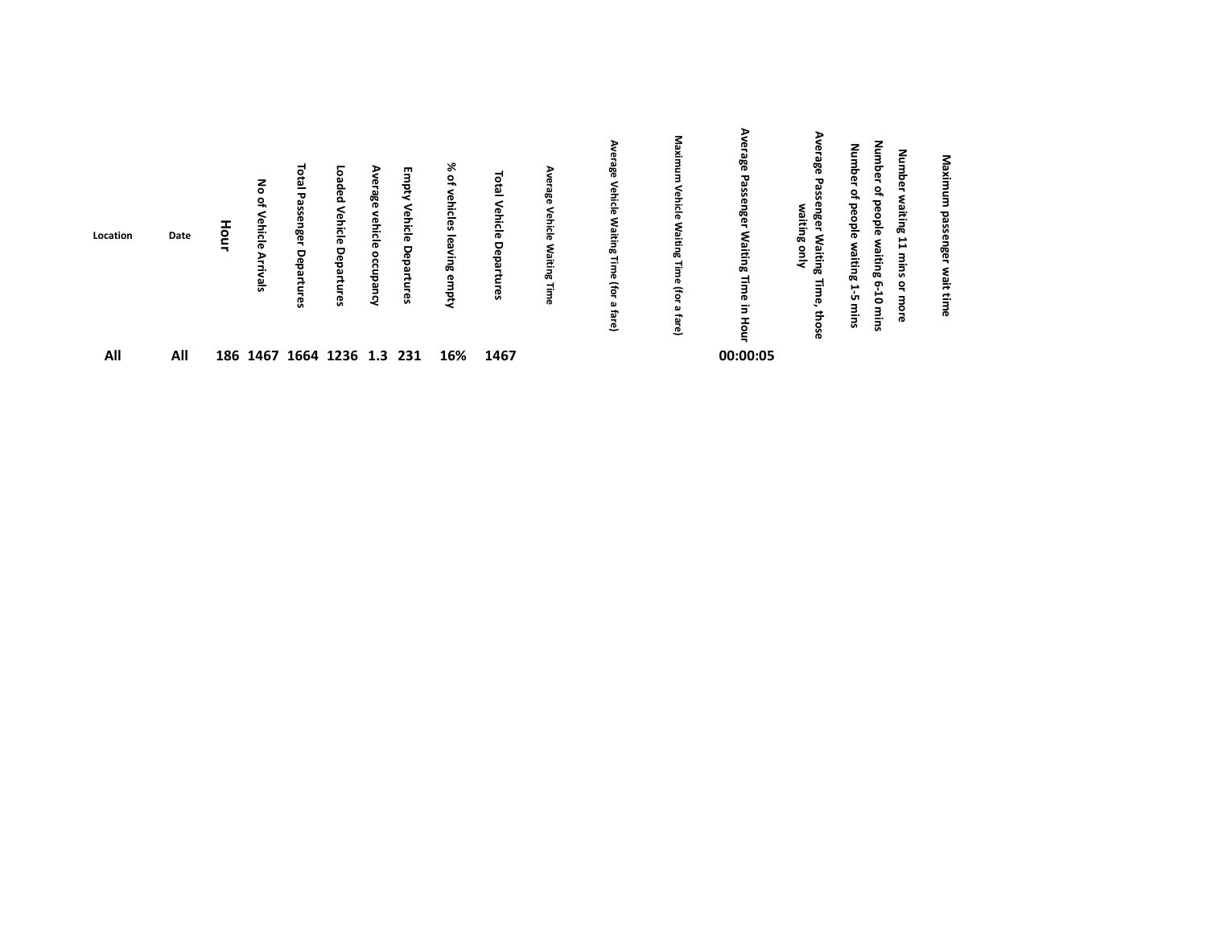| Location | Date | Hour | No of Vehicle Arrivals | Total Passenger Departures | Loaded Vehicle Departures | Average vehicle occupancy | Empty Vehicle Departures | % of vehicles leaving empty | Total Vehicle Departures | Average Vehicle Waiting Time | Average Vehicle Waiting Time (for a fare) | Maximum Vehicle Waiting Time (for a fare) | Average Passenger Waiting Time in Hour | Average Passenger Waiting Time, those waiting only | Number of people waiting 1-5 mins | Number of people waiting 6-10 mins | Number waiting 11 mins or more | Maximum passenger wait time |
|---|---|---|---|---|---|---|---|---|---|---|---|---|---|---|---|---|---|---|
| **All** | **All** | **186** | **1467** | **1664** | **1236** | **1.3** | **231** | **16%** | **1467** | | | | **00:00:05** | | | | | |